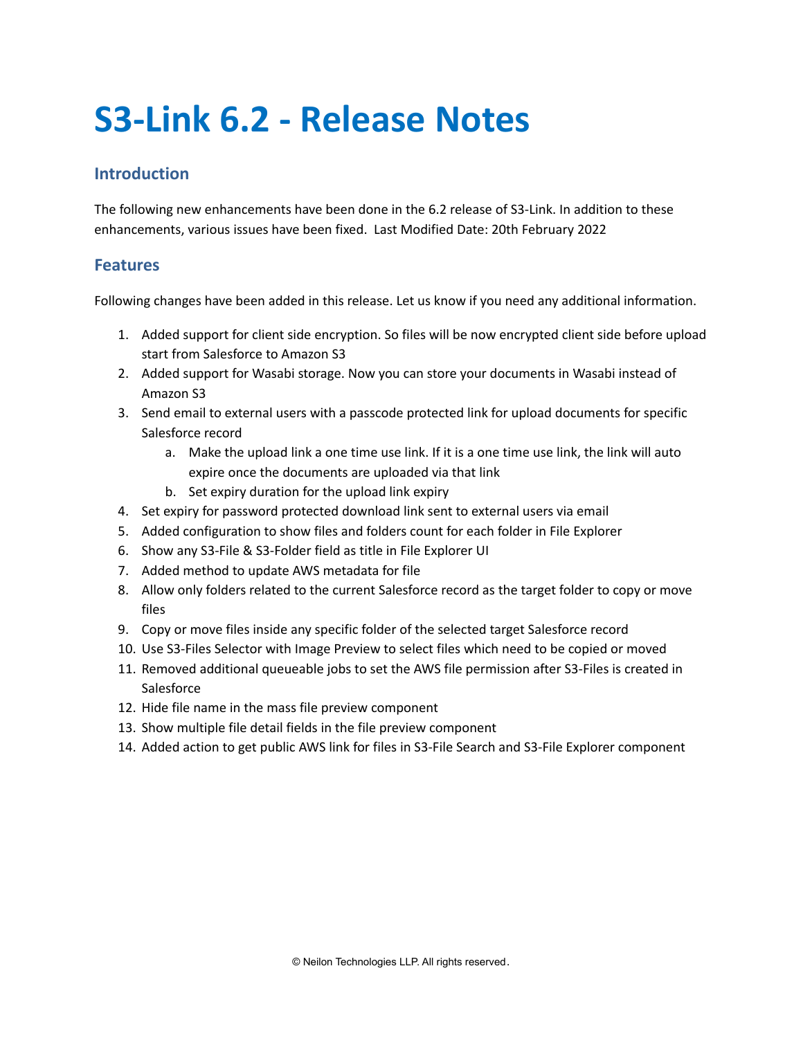# S3-Link 6.2 - Release Notes

## Introduction

The following new enhancements have been done in the 6.2 release of S3-Link. In addition to these enhancements, various issues have been fixed. Last Modified Date: 20th February 2022

## Features

Following changes have been added in this release. Let us know if you need any additional information.

1. Added support for client side encryption. So files will be now encrypted client side before upload start from Salesforce to Amazon S3
2. Added support for Wasabi storage. Now you can store your documents in Wasabi instead of Amazon S3
3. Send email to external users with a passcode protected link for upload documents for specific Salesforce record
    a. Make the upload link a one time use link. If it is a one time use link, the link will auto expire once the documents are uploaded via that link
    b. Set expiry duration for the upload link expiry
4. Set expiry for password protected download link sent to external users via email
5. Added configuration to show files and folders count for each folder in File Explorer
6. Show any S3-File & S3-Folder field as title in File Explorer UI
7. Added method to update AWS metadata for file
8. Allow only folders related to the current Salesforce record as the target folder to copy or move files
9. Copy or move files inside any specific folder of the selected target Salesforce record
10. Use S3-Files Selector with Image Preview to select files which need to be copied or moved
11. Removed additional queueable jobs to set the AWS file permission after S3-Files is created in Salesforce
12. Hide file name in the mass file preview component
13. Show multiple file detail fields in the file preview component
14. Added action to get public AWS link for files in S3-File Search and S3-File Explorer component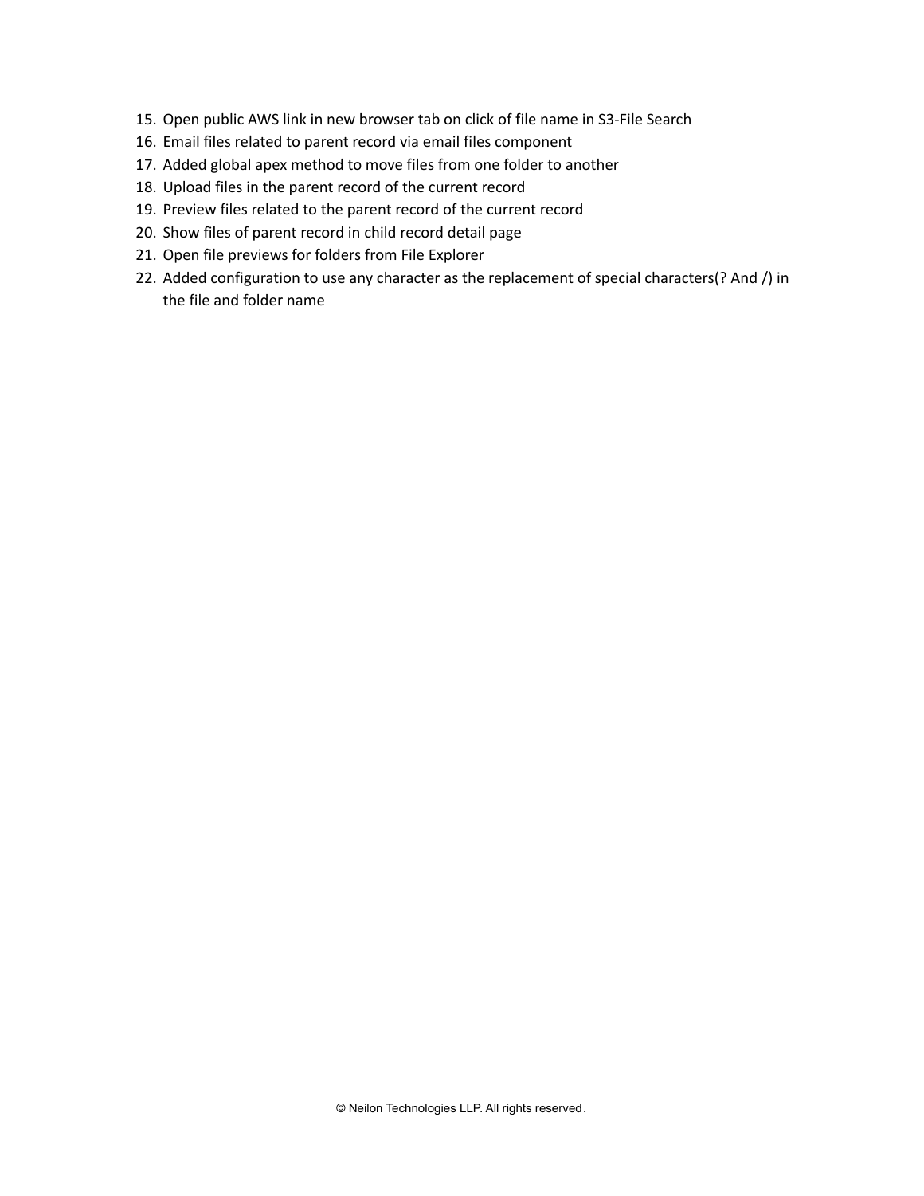15. Open public AWS link in new browser tab on click of file name in S3-File Search
16. Email files related to parent record via email files component
17. Added global apex method to move files from one folder to another
18. Upload files in the parent record of the current record
19. Preview files related to the parent record of the current record
20. Show files of parent record in child record detail page
21. Open file previews for folders from File Explorer
22. Added configuration to use any character as the replacement of special characters(? And /) in the file and folder name

© Neilon Technologies LLP. All rights reserved.